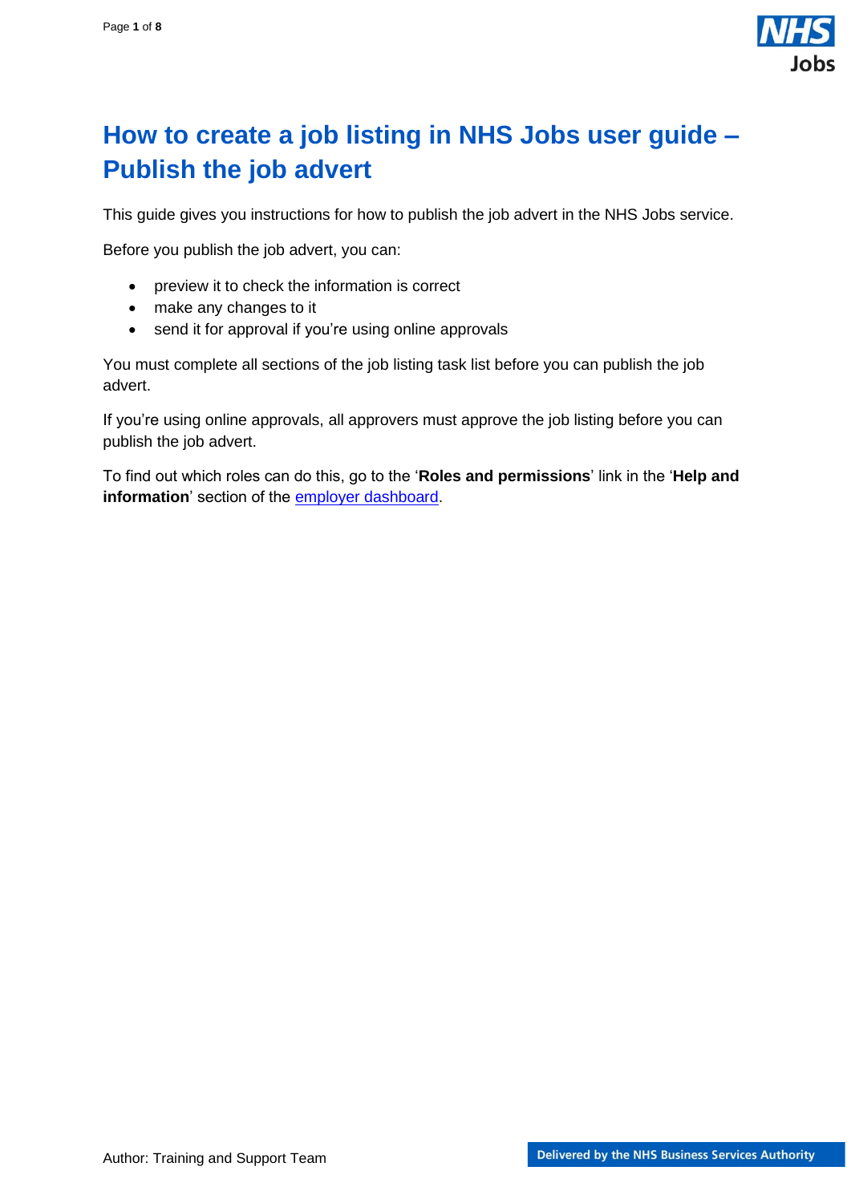# How to create a job listing in NHS Jobs user guide – Publish the job advert

This guide gives you instructions for how to publish the job advert in the NHS Jobs service.

Before you publish the job advert, you can:

- preview it to check the information is correct
- make any changes to it
- send it for approval if you're using online approvals

You must complete all sections of the job listing task list before you can publish the job advert.

If you're using online approvals, all approvers must approve the job listing before you can publish the job advert.

To find out which roles can do this, go to the '**Roles and permissions**' link in the '**Help and information**' section of the employer dashboard.

Author: Training and Support Team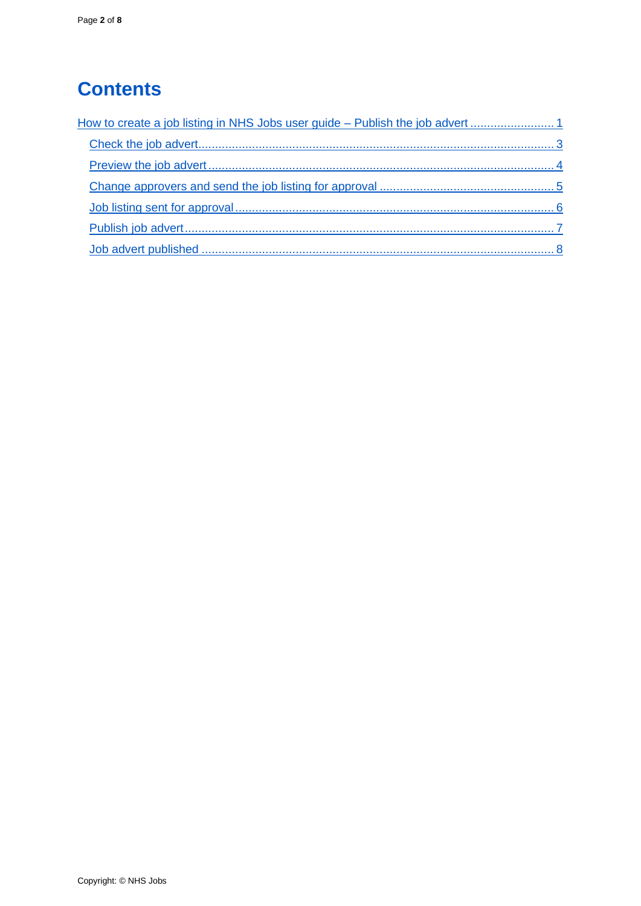# Contents

How to create a job listing in NHS Jobs user guide – Publish the job advert ........................ 1

- Check the job advert ........................................................................................................ 3
- Preview the job advert ..................................................................................................... 4
- Change approvers and send the job listing for approval ................................................... 5
- Job listing sent for approval ............................................................................................. 6
- Publish job advert ............................................................................................................ 7
- Job advert published ........................................................................................................ 8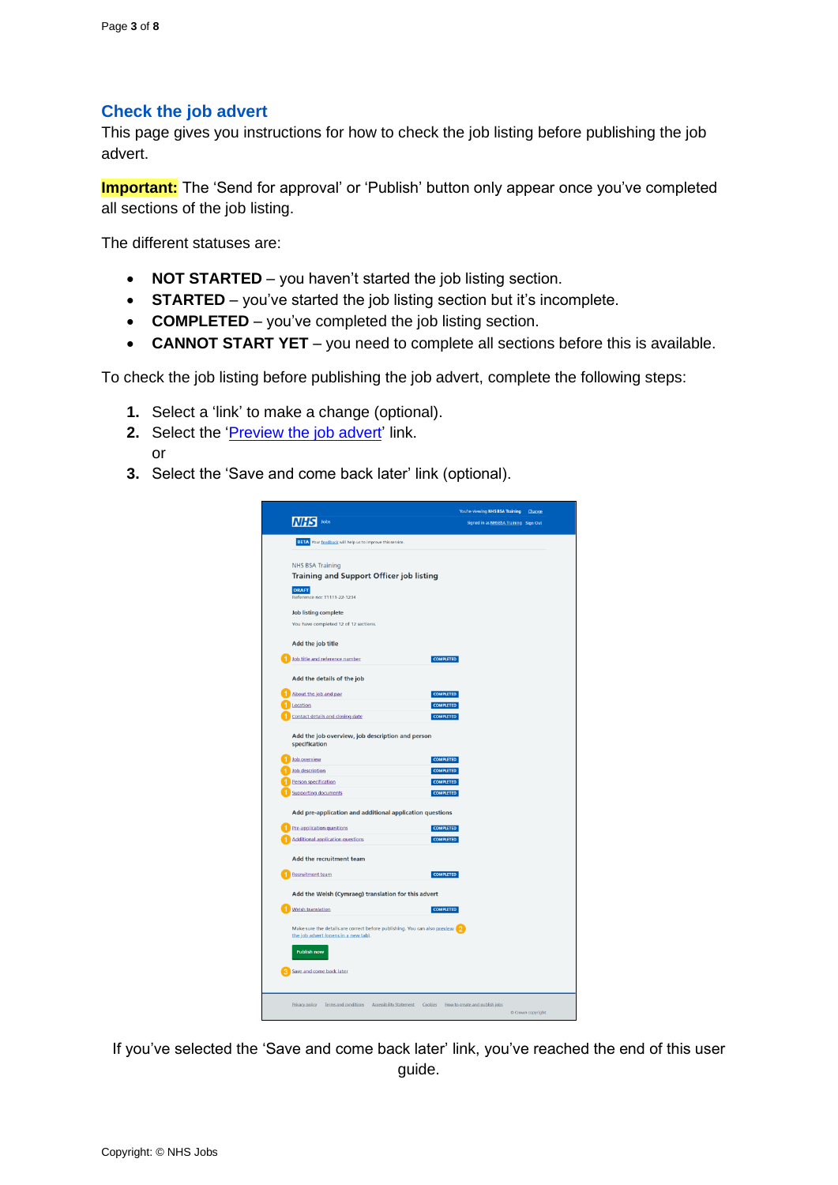## Check the job advert

This page gives you instructions for how to check the job listing before publishing the job advert.

**Important:** The 'Send for approval' or 'Publish' button only appear once you've completed all sections of the job listing.

The different statuses are:

- **NOT STARTED** – you haven't started the job listing section.
- **STARTED** – you've started the job listing section but it's incomplete.
- **COMPLETED** – you've completed the job listing section.
- **CANNOT START YET** – you need to complete all sections before this is available.

To check the job listing before publishing the job advert, complete the following steps:

1. Select a 'link' to make a change (optional).
2. Select the 'Preview the job advert' link.
   or
3. Select the 'Save and come back later' link (optional).

If you've selected the 'Save and come back later' link, you've reached the end of this user guide.

Copyright: © NHS Jobs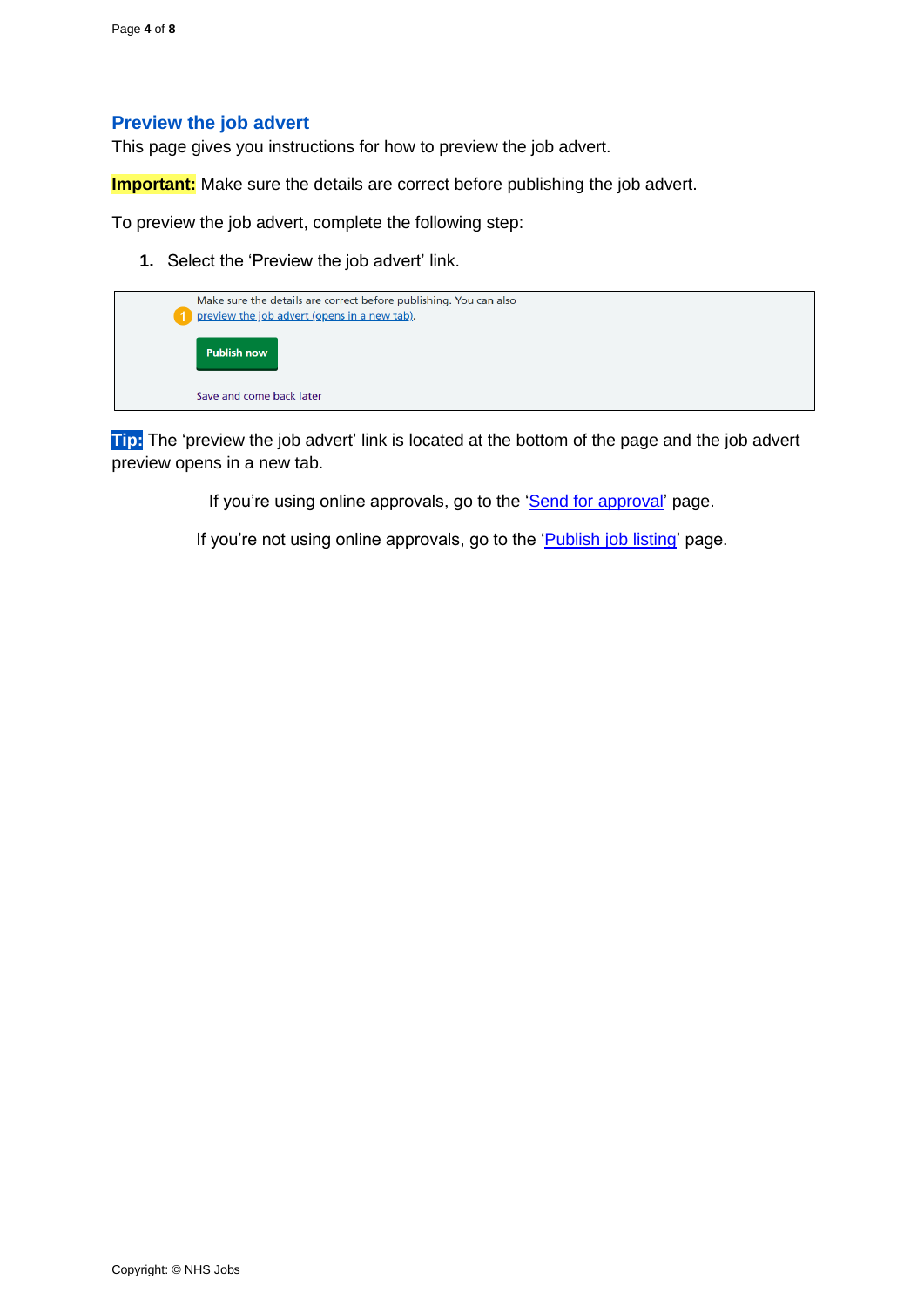## Preview the job advert

This page gives you instructions for how to preview the job advert.

**Important:** Make sure the details are correct before publishing the job advert.

To preview the job advert, complete the following step:

1. Select the 'Preview the job advert' link.

**Tip:** The 'preview the job advert' link is located at the bottom of the page and the job advert preview opens in a new tab.

If you're using online approvals, go to the 'Send for approval' page.

If you're not using online approvals, go to the 'Publish job listing' page.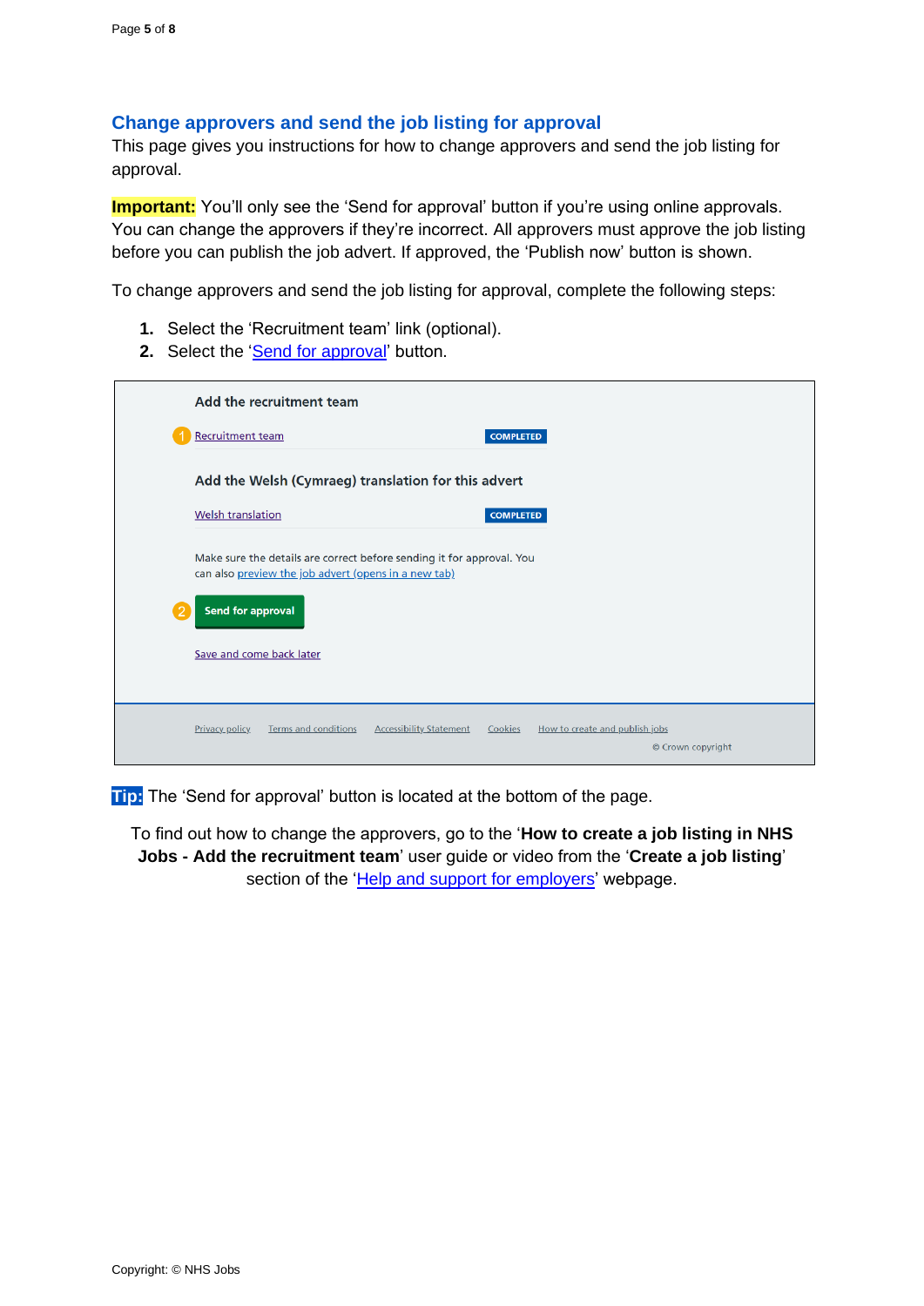## Change approvers and send the job listing for approval

This page gives you instructions for how to change approvers and send the job listing for approval.

**Important:** You'll only see the 'Send for approval' button if you're using online approvals. You can change the approvers if they're incorrect. All approvers must approve the job listing before you can publish the job advert. If approved, the 'Publish now' button is shown.

To change approvers and send the job listing for approval, complete the following steps:

1. Select the 'Recruitment team' link (optional).
2. Select the 'Send for approval' button.

Add the recruitment team

1 Recruitment team COMPLETED

Add the Welsh (Cymraeg) translation for this advert

Welsh translation COMPLETED

Make sure the details are correct before sending it for approval. You can also preview the job advert (opens in a new tab)

2 Send for approval

Save and come back later

Privacy policy Terms and conditions Accessibility Statement Cookies How to create and publish jobs

© Crown copyright

**Tip:** The 'Send for approval' button is located at the bottom of the page.

To find out how to change the approvers, go to the '**How to create a job listing in NHS Jobs - Add the recruitment team**' user guide or video from the '**Create a job listing**' section of the 'Help and support for employers' webpage.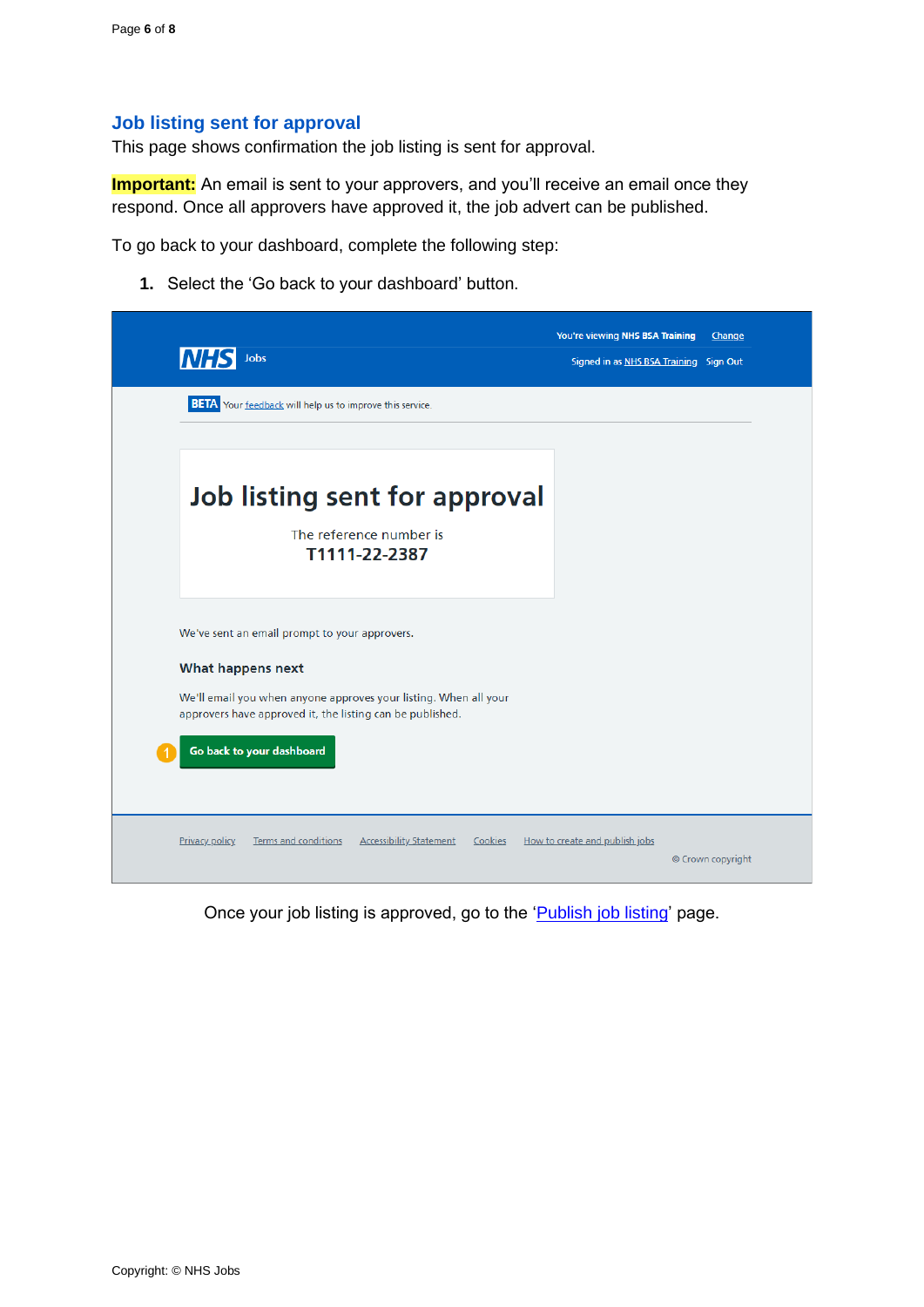## Job listing sent for approval

This page shows confirmation the job listing is sent for approval.

**Important:** An email is sent to your approvers, and you'll receive an email once they respond. Once all approvers have approved it, the job advert can be published.

To go back to your dashboard, complete the following step:

1. Select the 'Go back to your dashboard' button.

You're viewing NHS BSA Training Change

Signed in as NHS BSA Training Sign Out

NHS Jobs

BETA Your feedback will help us to improve this service.

# Job listing sent for approval

The reference number is
**T1111-22-2387**

We've sent an email prompt to your approvers.

**What happens next**

We'll email you when anyone approves your listing. When all your approvers have approved it, the listing can be published.

1 Go back to your dashboard

Privacy policy Terms and conditions Accessibility Statement Cookies How to create and publish jobs

© Crown copyright

Once your job listing is approved, go to the 'Publish job listing' page.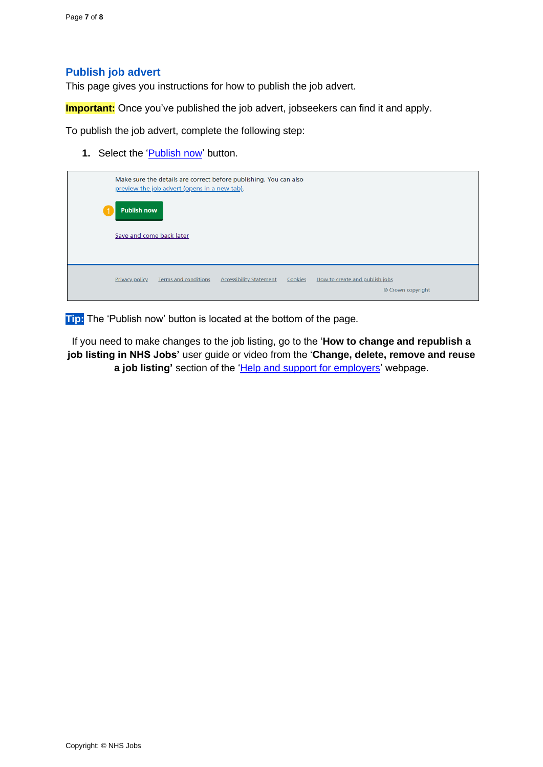## Publish job advert

This page gives you instructions for how to publish the job advert.

**Important:** Once you've published the job advert, jobseekers can find it and apply.

To publish the job advert, complete the following step:

1. Select the '[Publish now](#)' button.

Make sure the details are correct before publishing. You can also [preview the job advert (opens in a new tab)](#).

1 **Publish now**

[Save and come back later](#)

[Privacy policy](#) [Terms and conditions](#) [Accessibility Statement](#) [Cookies](#) [How to create and publish jobs](#)

© Crown copyright

**Tip:** The 'Publish now' button is located at the bottom of the page.

If you need to make changes to the job listing, go to the '**How to change and republish a job listing in NHS Jobs'** user guide or video from the '**Change, delete, remove and reuse a job listing'** section of the '[Help and support for employers](#)' webpage.

Copyright: © NHS Jobs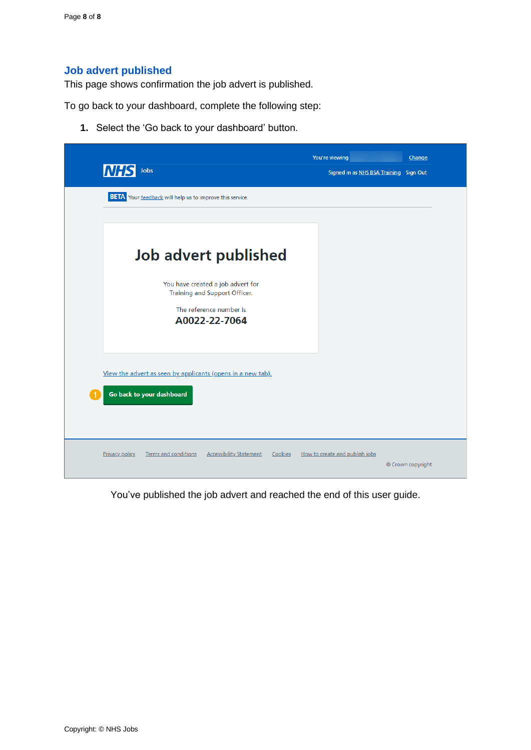## Job advert published

This page shows confirmation the job advert is published.

To go back to your dashboard, complete the following step:

1. Select the 'Go back to your dashboard' button.

You're viewing Change

NHS Jobs

Signed in as NHS BSA Training Sign Out

BETA Your feedback will help us to improve this service.

# Job advert published

You have created a job advert for Training and Support Officer.

The reference number is
**A0022-22-7064**

View the advert as seen by applicants (opens in a new tab).

Go back to your dashboard

Privacy policy Terms and conditions Accessibility Statement Cookies How to create and publish jobs

© Crown copyright

You've published the job advert and reached the end of this user guide.

Copyright: © NHS Jobs